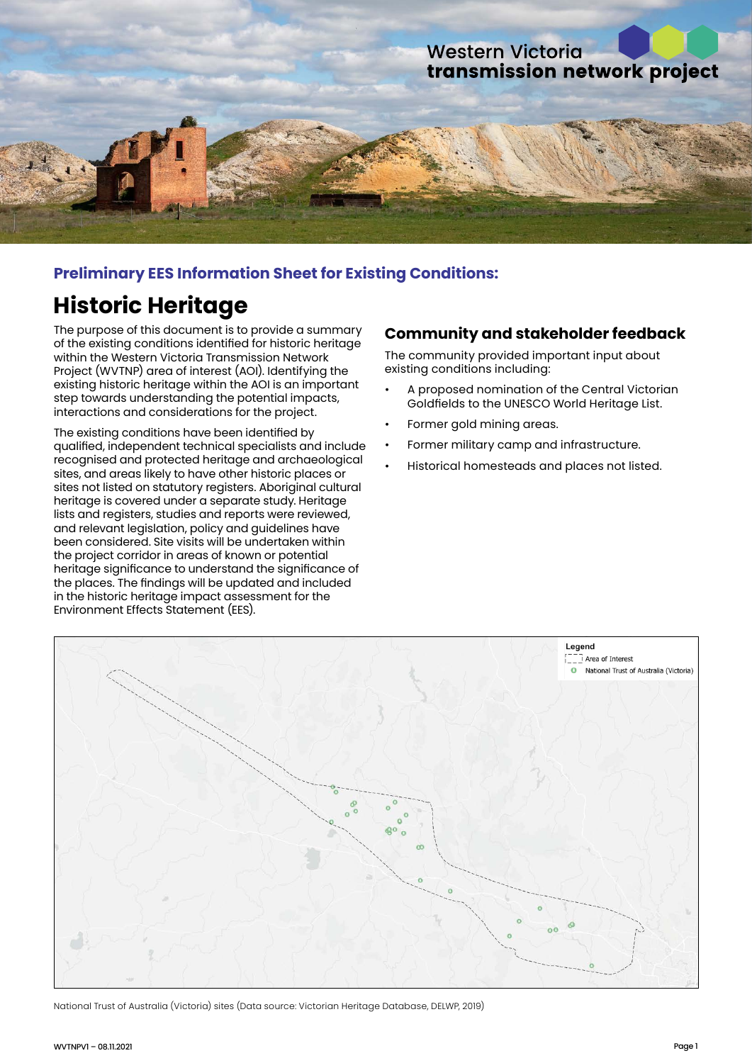Western Victoria
**transmission network project**

### Preliminary EES Information Sheet for Existing Conditions:

# Historic Heritage

The purpose of this document is to provide a summary of the existing conditions identified for historic heritage within the Western Victoria Transmission Network Project (WVTNP) area of interest (AOI). Identifying the existing historic heritage within the AOI is an important step towards understanding the potential impacts, interactions and considerations for the project.

The existing conditions have been identified by qualified, independent technical specialists and include recognised and protected heritage and archaeological sites, and areas likely to have other historic places or sites not listed on statutory registers. Aboriginal cultural heritage is covered under a separate study. Heritage lists and registers, studies and reports were reviewed, and relevant legislation, policy and guidelines have been considered. Site visits will be undertaken within the project corridor in areas of known or potential heritage significance to understand the significance of the places. The findings will be updated and included in the historic heritage impact assessment for the Environment Effects Statement (EES).

## Community and stakeholder feedback

The community provided important input about existing conditions including:

- A proposed nomination of the Central Victorian Goldfields to the UNESCO World Heritage List.
- Former gold mining areas.
- Former military camp and infrastructure.
- Historical homesteads and places not listed.

Legend
Area of Interest
National Trust of Australia (Victoria)

National Trust of Australia (Victoria) sites (Data source: Victorian Heritage Database, DELWP, 2019)

WVTNPV1 – 08.11.2021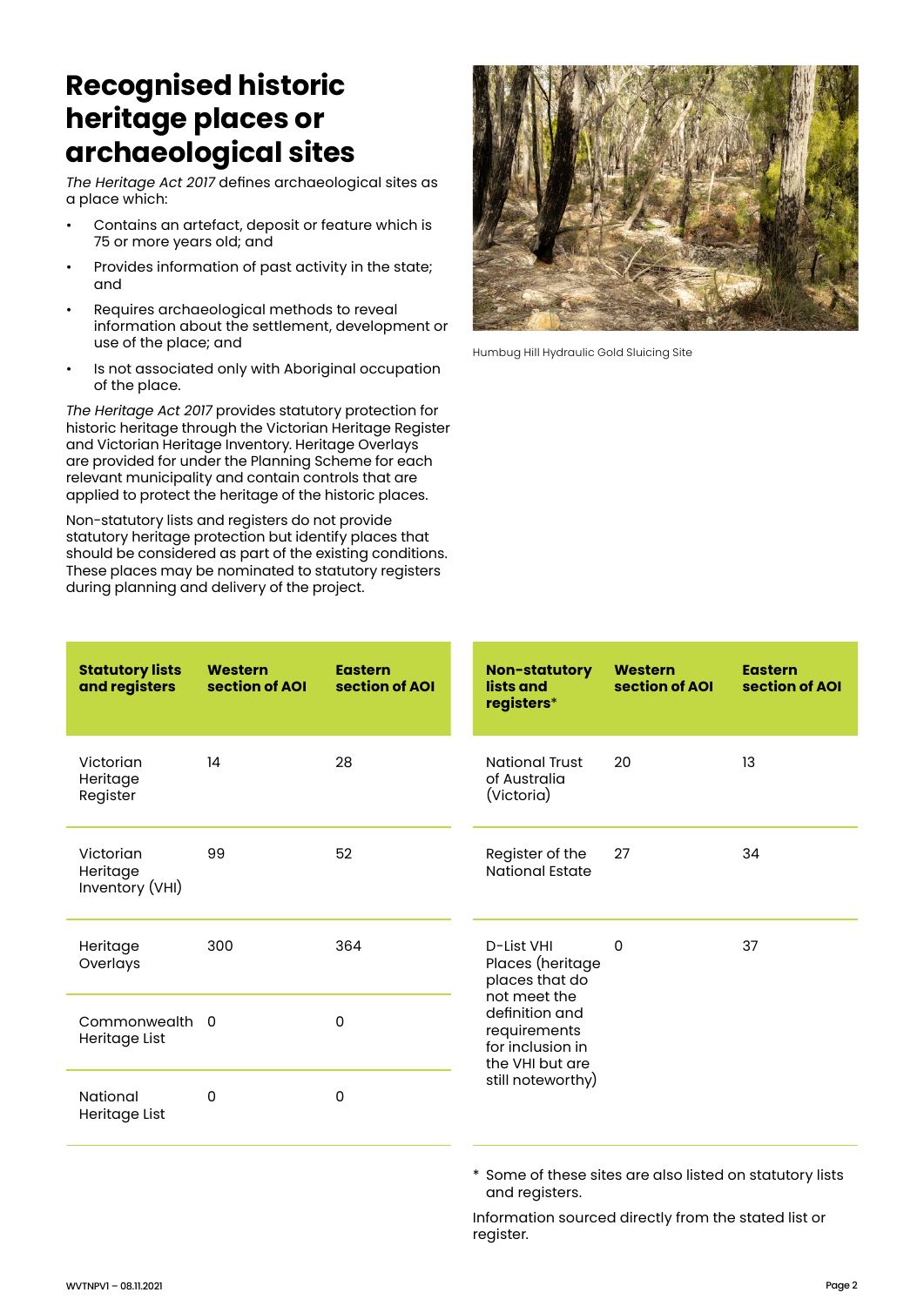# Recognised historic heritage places or archaeological sites

*The Heritage Act 2017* defines archaeological sites as a place which:

- Contains an artefact, deposit or feature which is 75 or more years old; and
- Provides information of past activity in the state; and
- Requires archaeological methods to reveal information about the settlement, development or use of the place; and
- Is not associated only with Aboriginal occupation of the place.

*The Heritage Act 2017* provides statutory protection for historic heritage through the Victorian Heritage Register and Victorian Heritage Inventory. Heritage Overlays are provided for under the Planning Scheme for each relevant municipality and contain controls that are applied to protect the heritage of the historic places.

Non-statutory lists and registers do not provide statutory heritage protection but identify places that should be considered as part of the existing conditions. These places may be nominated to statutory registers during planning and delivery of the project.

Humbug Hill Hydraulic Gold Sluicing Site

| Statutory lists and registers | Western section of AOI | Eastern section of AOI |
|---|---|---|
| Victorian Heritage Register | 14 | 28 |
| Victorian Heritage Inventory (VHI) | 99 | 52 |
| Heritage Overlays | 300 | 364 |
| Commonwealth Heritage List | 0 | 0 |
| National Heritage List | 0 | 0 |

| Non-statutory lists and registers* | Western section of AOI | Eastern section of AOI |
|---|---|---|
| National Trust of Australia (Victoria) | 20 | 13 |
| Register of the National Estate | 27 | 34 |
| D-List VHI Places (heritage places that do not meet the definition and requirements for inclusion in the VHI but are still noteworthy) | 0 | 37 |

\* Some of these sites are also listed on statutory lists and registers.

Information sourced directly from the stated list or register.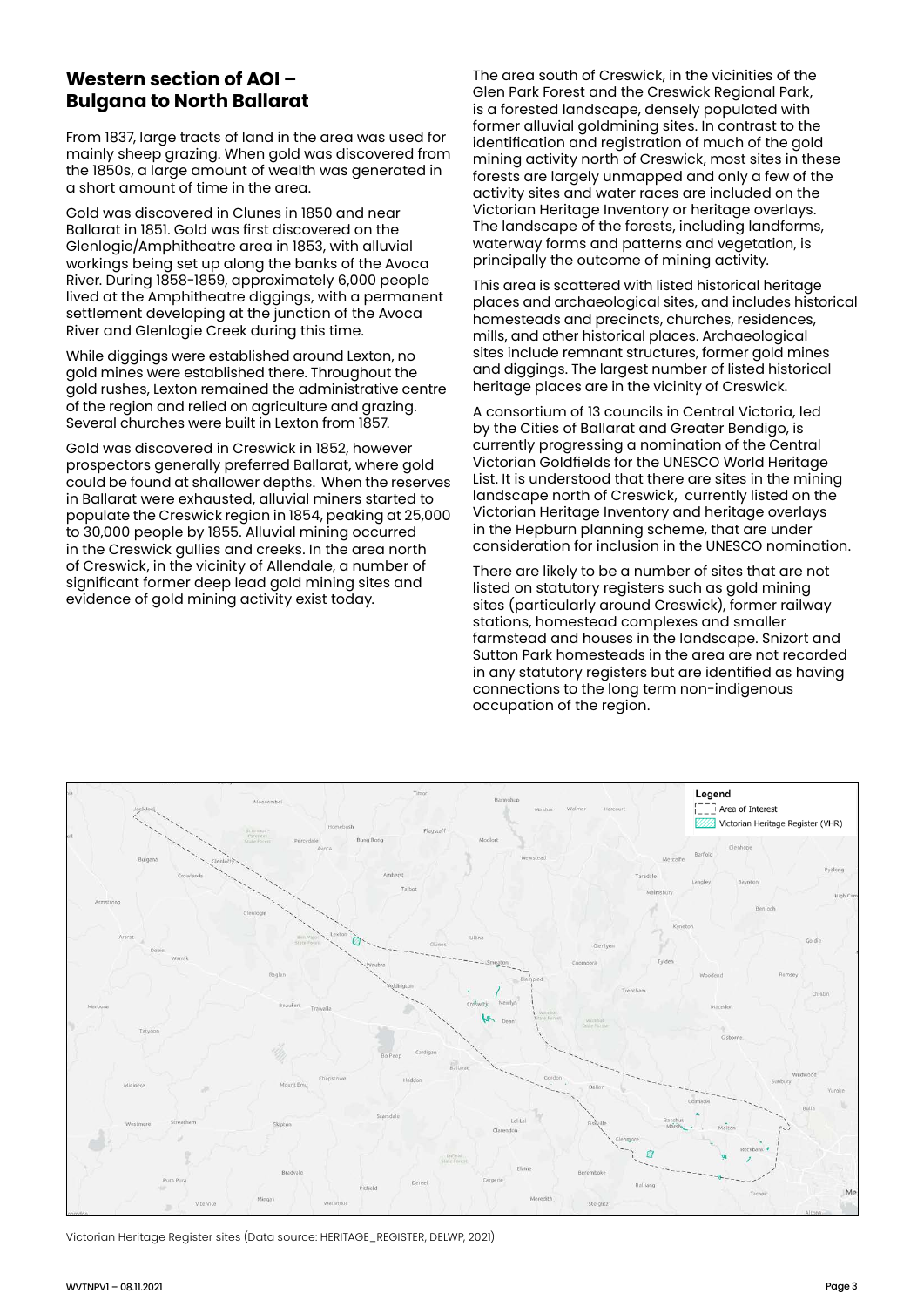## Western section of AOI – Bulgana to North Ballarat

From 1837, large tracts of land in the area was used for mainly sheep grazing. When gold was discovered from the 1850s, a large amount of wealth was generated in a short amount of time in the area.

Gold was discovered in Clunes in 1850 and near Ballarat in 1851. Gold was first discovered on the Glenlogie/Amphitheatre area in 1853, with alluvial workings being set up along the banks of the Avoca River. During 1858-1859, approximately 6,000 people lived at the Amphitheatre diggings, with a permanent settlement developing at the junction of the Avoca River and Glenlogie Creek during this time.

While diggings were established around Lexton, no gold mines were established there. Throughout the gold rushes, Lexton remained the administrative centre of the region and relied on agriculture and grazing. Several churches were built in Lexton from 1857.

Gold was discovered in Creswick in 1852, however prospectors generally preferred Ballarat, where gold could be found at shallower depths. When the reserves in Ballarat were exhausted, alluvial miners started to populate the Creswick region in 1854, peaking at 25,000 to 30,000 people by 1855. Alluvial mining occurred in the Creswick gullies and creeks. In the area north of Creswick, in the vicinity of Allendale, a number of significant former deep lead gold mining sites and evidence of gold mining activity exist today.

The area south of Creswick, in the vicinities of the Glen Park Forest and the Creswick Regional Park, is a forested landscape, densely populated with former alluvial goldmining sites. In contrast to the identification and registration of much of the gold mining activity north of Creswick, most sites in these forests are largely unmapped and only a few of the activity sites and water races are included on the Victorian Heritage Inventory or heritage overlays. The landscape of the forests, including landforms, waterway forms and patterns and vegetation, is principally the outcome of mining activity.

This area is scattered with listed historical heritage places and archaeological sites, and includes historical homesteads and precincts, churches, residences, mills, and other historical places. Archaeological sites include remnant structures, former gold mines and diggings. The largest number of listed historical heritage places are in the vicinity of Creswick.

A consortium of 13 councils in Central Victoria, led by the Cities of Ballarat and Greater Bendigo, is currently progressing a nomination of the Central Victorian Goldfields for the UNESCO World Heritage List. It is understood that there are sites in the mining landscape north of Creswick, currently listed on the Victorian Heritage Inventory and heritage overlays in the Hepburn planning scheme, that are under consideration for inclusion in the UNESCO nomination.

There are likely to be a number of sites that are not listed on statutory registers such as gold mining sites (particularly around Creswick), former railway stations, homestead complexes and smaller farmstead and houses in the landscape. Snizort and Sutton Park homesteads in the area are not recorded in any statutory registers but are identified as having connections to the long term non-indigenous occupation of the region.

Victorian Heritage Register sites (Data source: HERITAGE_REGISTER, DELWP, 2021)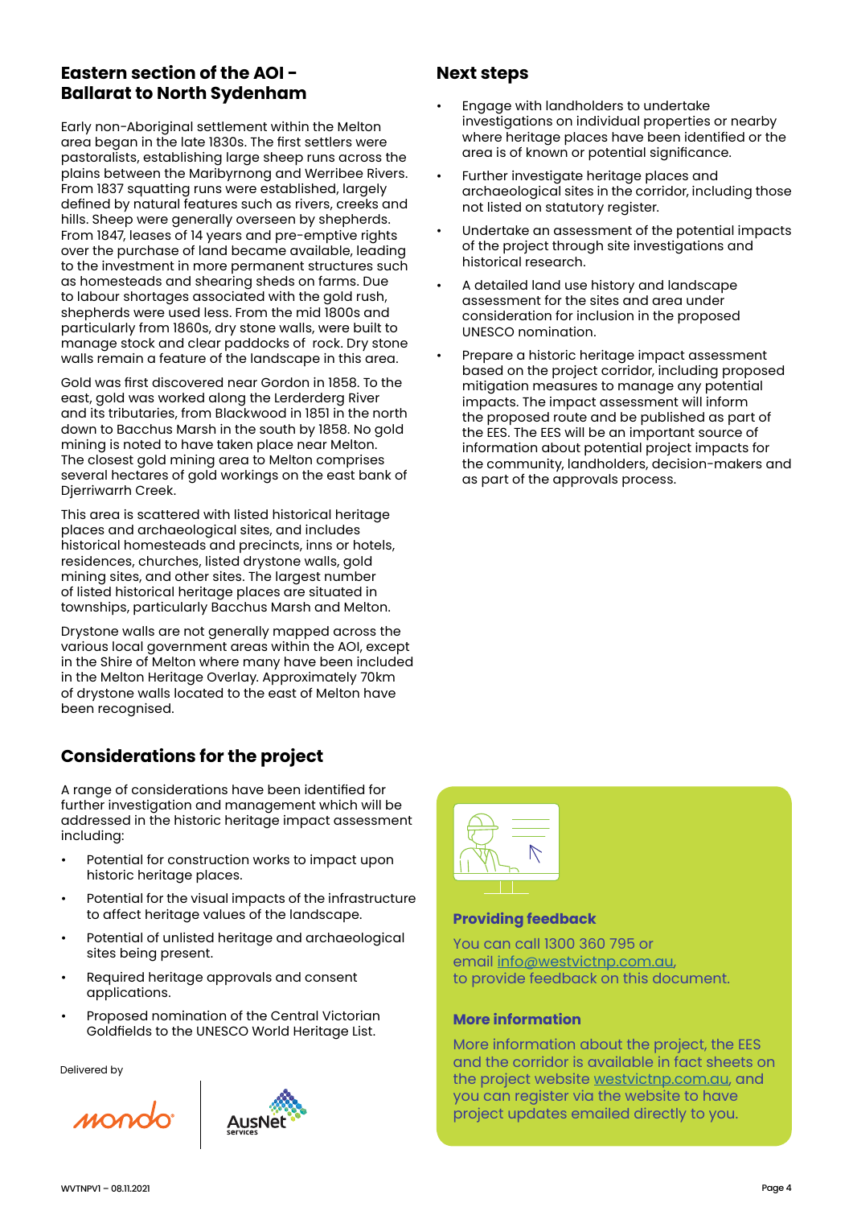## Eastern section of the AOI - Ballarat to North Sydenham

Early non-Aboriginal settlement within the Melton area began in the late 1830s. The first settlers were pastoralists, establishing large sheep runs across the plains between the Maribyrnong and Werribee Rivers. From 1837 squatting runs were established, largely defined by natural features such as rivers, creeks and hills. Sheep were generally overseen by shepherds. From 1847, leases of 14 years and pre-emptive rights over the purchase of land became available, leading to the investment in more permanent structures such as homesteads and shearing sheds on farms. Due to labour shortages associated with the gold rush, shepherds were used less. From the mid 1800s and particularly from 1860s, dry stone walls, were built to manage stock and clear paddocks of rock. Dry stone walls remain a feature of the landscape in this area.

Gold was first discovered near Gordon in 1858. To the east, gold was worked along the Lerderderg River and its tributaries, from Blackwood in 1851 in the north down to Bacchus Marsh in the south by 1858. No gold mining is noted to have taken place near Melton. The closest gold mining area to Melton comprises several hectares of gold workings on the east bank of Djerriwarrh Creek.

This area is scattered with listed historical heritage places and archaeological sites, and includes historical homesteads and precincts, inns or hotels, residences, churches, listed drystone walls, gold mining sites, and other sites. The largest number of listed historical heritage places are situated in townships, particularly Bacchus Marsh and Melton.

Drystone walls are not generally mapped across the various local government areas within the AOI, except in the Shire of Melton where many have been included in the Melton Heritage Overlay. Approximately 70km of drystone walls located to the east of Melton have been recognised.

## Considerations for the project

A range of considerations have been identified for further investigation and management which will be addressed in the historic heritage impact assessment including:

- Potential for construction works to impact upon historic heritage places.
- Potential for the visual impacts of the infrastructure to affect heritage values of the landscape.
- Potential of unlisted heritage and archaeological sites being present.
- Required heritage approvals and consent applications.
- Proposed nomination of the Central Victorian Goldfields to the UNESCO World Heritage List.

## Next steps

- Engage with landholders to undertake investigations on individual properties or nearby where heritage places have been identified or the area is of known or potential significance.
- Further investigate heritage places and archaeological sites in the corridor, including those not listed on statutory register.
- Undertake an assessment of the potential impacts of the project through site investigations and historical research.
- A detailed land use history and landscape assessment for the sites and area under consideration for inclusion in the proposed UNESCO nomination.
- Prepare a historic heritage impact assessment based on the project corridor, including proposed mitigation measures to manage any potential impacts. The impact assessment will inform the proposed route and be published as part of the EES. The EES will be an important source of information about potential project impacts for the community, landholders, decision-makers and as part of the approvals process.

### Providing feedback

You can call 1300 360 795 or email info@westvictnp.com.au, to provide feedback on this document.

### More information

More information about the project, the EES and the corridor is available in fact sheets on the project website westvictnp.com.au, and you can register via the website to have project updates emailed directly to you.

Delivered by

mondo | AusNet services

WVTNPV1 – 08.11.2021